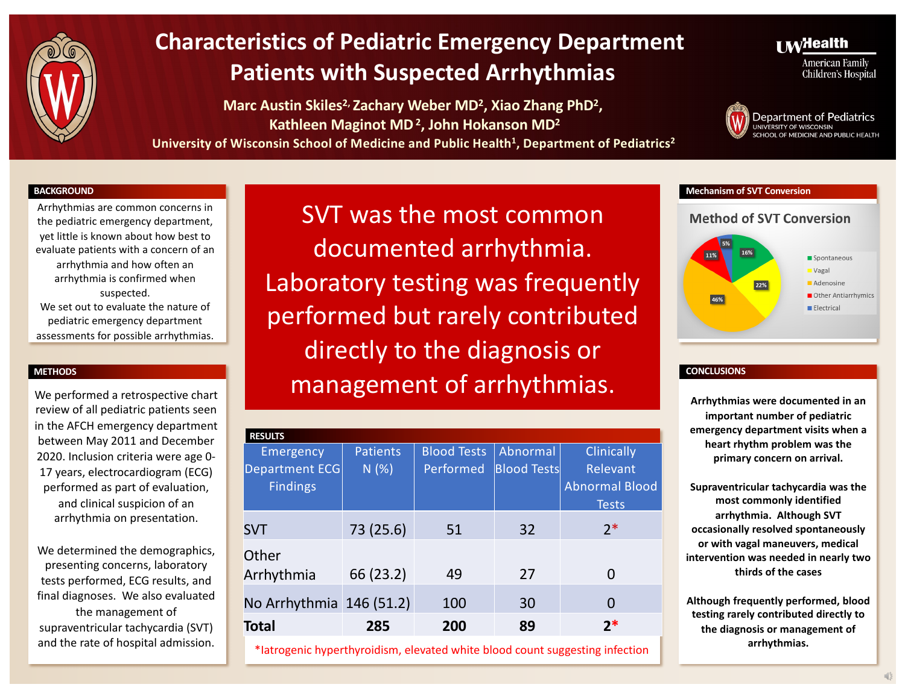# Characteristics of Pediatric Emergency Department Patients with Suspected Arrhythmias

**Marc Austin Skiles[2], Zachary Weber MD[2], Xiao Zhang PhD[2], Kathleen Maginot MD[2], John Hokanson MD[2]**

**University of Wisconsin School of Medicine and Public Health[1], Department of Pediatrics[2]**

UW Health American Family Children's Hospital

Department of Pediatrics, University of Wisconsin School of Medicine and Public Health

## BACKGROUND

Arrhythmias are common concerns in the pediatric emergency department, yet little is known about how best to evaluate patients with a concern of an arrhythmia and how often an arrhythmia is confirmed when suspected.

We set out to evaluate the nature of pediatric emergency department assessments for possible arrhythmias.

## METHODS

We performed a retrospective chart review of all pediatric patients seen in the AFCH emergency department between May 2011 and December 2020. Inclusion criteria were age 0-17 years, electrocardiogram (ECG) performed as part of evaluation, and clinical suspicion of an arrhythmia on presentation.

We determined the demographics, presenting concerns, laboratory tests performed, ECG results, and final diagnoses. We also evaluated the management of supraventricular tachycardia (SVT) and the rate of hospital admission.

## SVT was the most common documented arrhythmia. Laboratory testing was frequently performed but rarely contributed directly to the diagnosis or management of arrhythmias.

## RESULTS

| Emergency Department ECG Findings | Patients N (%) | Blood Tests Performed | Abnormal Blood Tests | Clinically Relevant Abnormal Blood Tests |
|---|---|---|---|---|
| SVT | 73 (25.6) | 51 | 32 | 2* |
| Other Arrhythmia | 66 (23.2) | 49 | 27 | 0 |
| No Arrhythmia | 146 (51.2) | 100 | 30 | 0 |
| **Total** | **285** | **200** | **89** | **2*** |

*Iatrogenic hyperthyroidism, elevated white blood count suggesting infection

## Mechanism of SVT Conversion

**Method of SVT Conversion**

| Method | % |
|---|---|
| Spontaneous | 16% |
| Vagal | 22% |
| Adenosine | 46% |
| Other Antiarrhymics | 11% |
| Electrical | 5% |

## CONCLUSIONS

**Arrhythmias were documented in an important number of pediatric emergency department visits when a heart rhythm problem was the primary concern on arrival.**

**Supraventricular tachycardia was the most commonly identified arrhythmia. Although SVT occasionally resolved spontaneously or with vagal maneuvers, medical intervention was needed in nearly two thirds of the cases**

**Although frequently performed, blood testing rarely contributed directly to the diagnosis or management of arrhythmias.**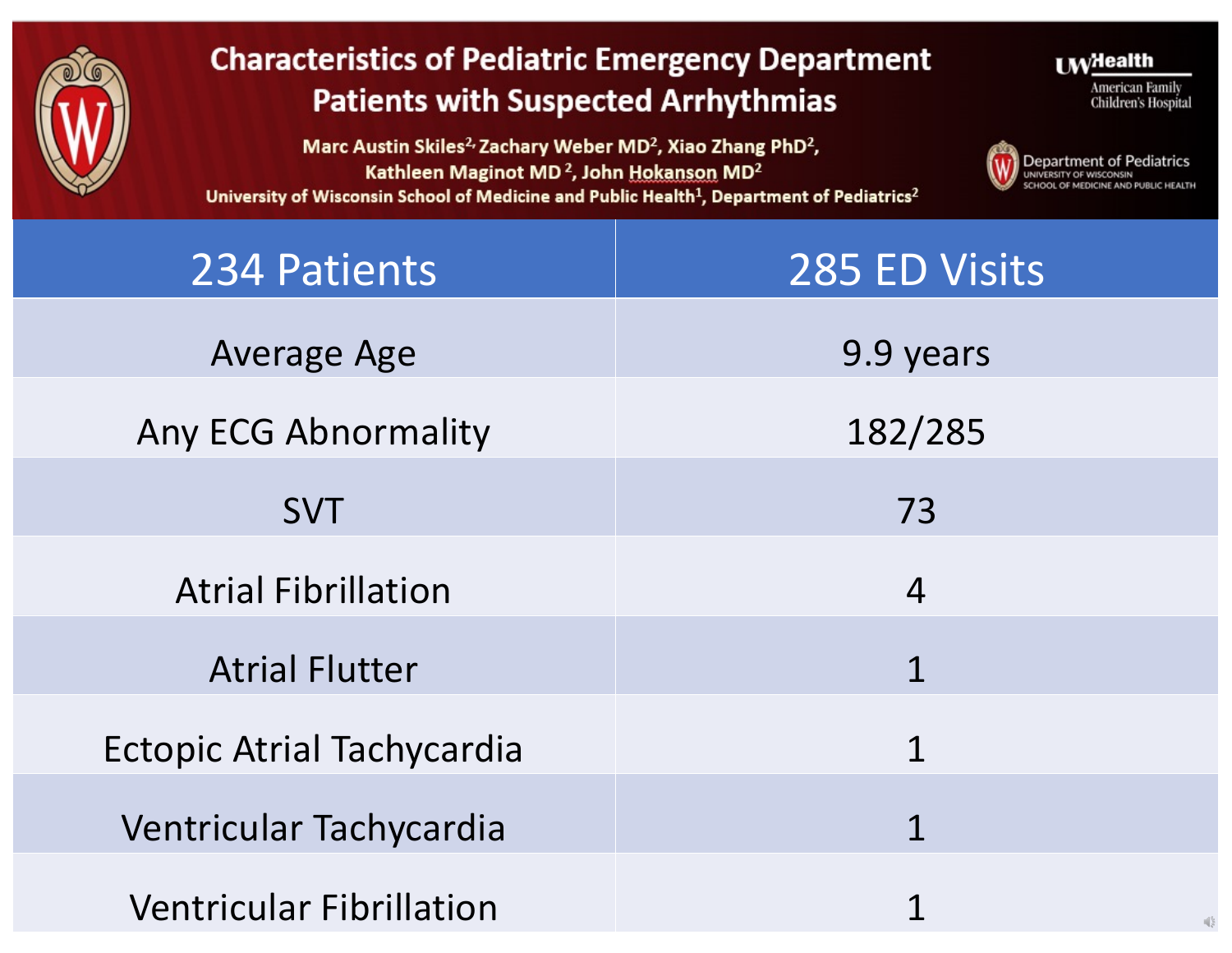# Characteristics of Pediatric Emergency Department Patients with Suspected Arrhythmias

Marc Austin Skiles[2], Zachary Weber MD[2], Xiao Zhang PhD[2], Kathleen Maginot MD[2], John Hokanson MD[2]

University of Wisconsin School of Medicine and Public Health[1], Department of Pediatrics[2]

UW Health American Family Children's Hospital

Department of Pediatrics, University of Wisconsin School of Medicine and Public Health

| 234 Patients | 285 ED Visits |
|---|---|
| Average Age | 9.9 years |
| Any ECG Abnormality | 182/285 |
| SVT | 73 |
| Atrial Fibrillation | 4 |
| Atrial Flutter | 1 |
| Ectopic Atrial Tachycardia | 1 |
| Ventricular Tachycardia | 1 |
| Ventricular Fibrillation | 1 |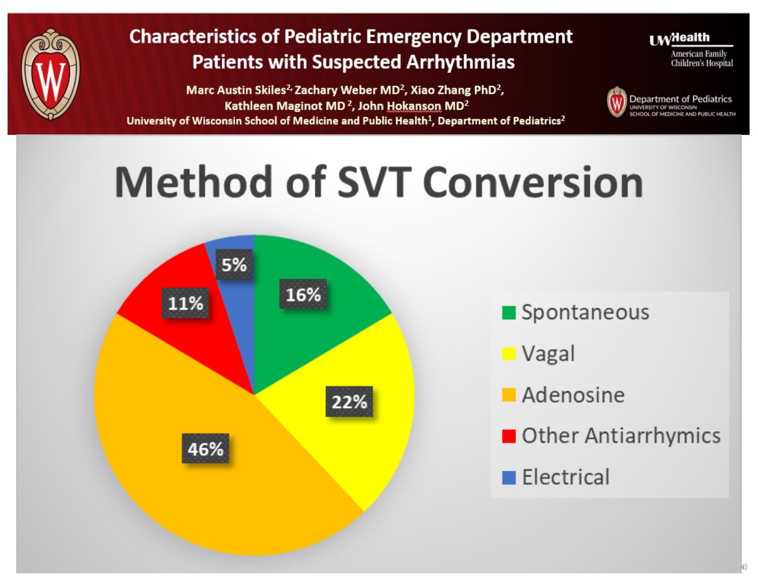# Characteristics of Pediatric Emergency Department Patients with Suspected Arrhythmias

Marc Austin Skiles[2], Zachary Weber MD[2], Xiao Zhang PhD[2], Kathleen Maginot MD[2], John Hokanson MD[2]

University of Wisconsin School of Medicine and Public Health[1], Department of Pediatrics[2]

UW Health American Family Children's Hospital

Department of Pediatrics, University of Wisconsin School of Medicine and Public Health

## Method of SVT Conversion

| Method | Percentage |
| --- | --- |
| Spontaneous | 16% |
| Vagal | 22% |
| Adenosine | 46% |
| Other Antiarrhymics | 11% |
| Electrical | 5% |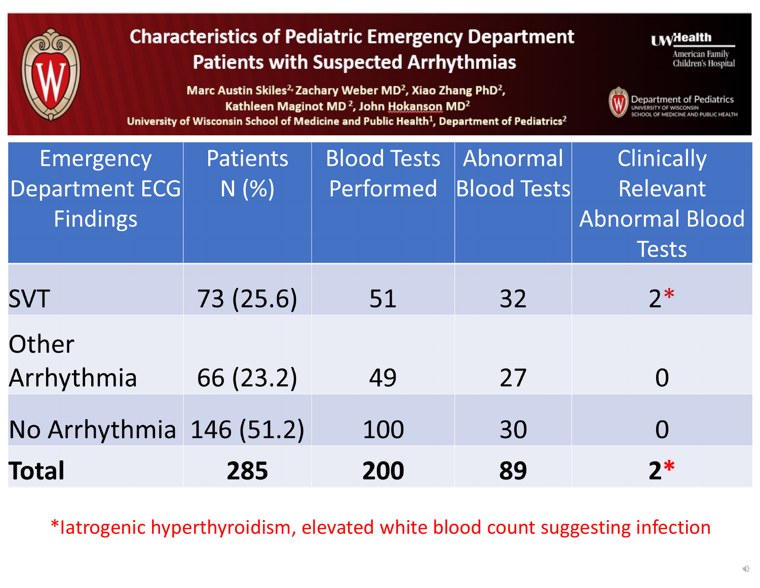# Characteristics of Pediatric Emergency Department Patients with Suspected Arrhythmias

Marc Austin Skiles[2], Zachary Weber MD[2], Xiao Zhang PhD[2], Kathleen Maginot MD[2], John Hokanson MD[2]

University of Wisconsin School of Medicine and Public Health[1], Department of Pediatrics[2]

UWHealth American Family Children's Hospital

Department of Pediatrics, University of Wisconsin School of Medicine and Public Health

| Emergency Department ECG Findings | Patients N (%) | Blood Tests Performed | Abnormal Blood Tests | Clinically Relevant Abnormal Blood Tests |
|---|---|---|---|---|
| SVT | 73 (25.6) | 51 | 32 | 2* |
| Other Arrhythmia | 66 (23.2) | 49 | 27 | 0 |
| No Arrhythmia | 146 (51.2) | 100 | 30 | 0 |
| **Total** | **285** | **200** | **89** | **2*** |

*Iatrogenic hyperthyroidism, elevated white blood count suggesting infection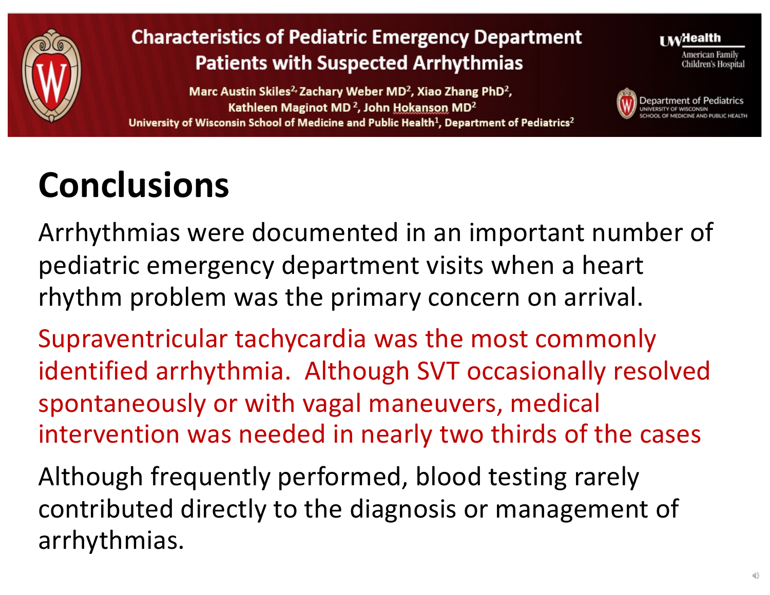# Characteristics of Pediatric Emergency Department Patients with Suspected Arrhythmias

Marc Austin Skiles[2], Zachary Weber MD[2], Xiao Zhang PhD[2], Kathleen Maginot MD[2], John Hokanson MD[2]

University of Wisconsin School of Medicine and Public Health[1], Department of Pediatrics[2]

UWHealth American Family Children's Hospital

Department of Pediatrics University of Wisconsin School of Medicine and Public Health

## Conclusions

Arrhythmias were documented in an important number of pediatric emergency department visits when a heart rhythm problem was the primary concern on arrival.

Supraventricular tachycardia was the most commonly identified arrhythmia. Although SVT occasionally resolved spontaneously or with vagal maneuvers, medical intervention was needed in nearly two thirds of the cases

Although frequently performed, blood testing rarely contributed directly to the diagnosis or management of arrhythmias.